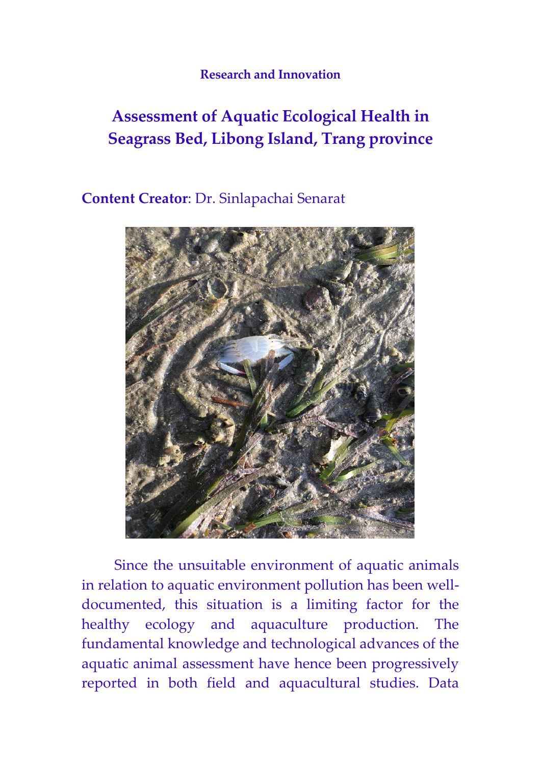**Research and Innovation**

# Assessment of Aquatic Ecological Health in Seagrass Bed, Libong Island, Trang province

**Content Creator**: Dr. Sinlapachai Senarat

Since the unsuitable environment of aquatic animals in relation to aquatic environment pollution has been well-documented, this situation is a limiting factor for the healthy ecology and aquaculture production. The fundamental knowledge and technological advances of the aquatic animal assessment have hence been progressively reported in both field and aquacultural studies. Data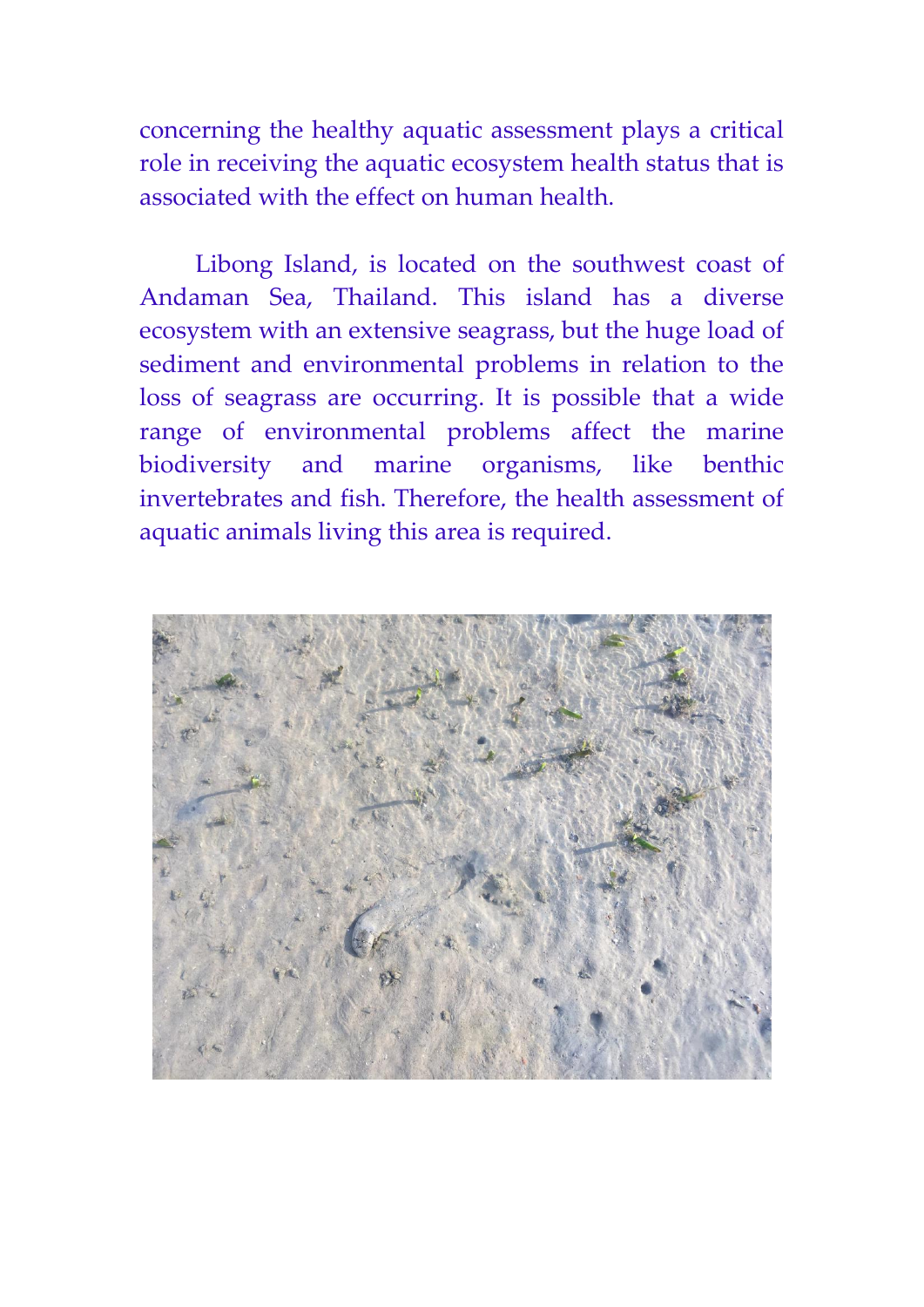concerning the healthy aquatic assessment plays a critical role in receiving the aquatic ecosystem health status that is associated with the effect on human health.

Libong Island, is located on the southwest coast of Andaman Sea, Thailand. This island has a diverse ecosystem with an extensive seagrass, but the huge load of sediment and environmental problems in relation to the loss of seagrass are occurring. It is possible that a wide range of environmental problems affect the marine biodiversity and marine organisms, like benthic invertebrates and fish. Therefore, the health assessment of aquatic animals living this area is required.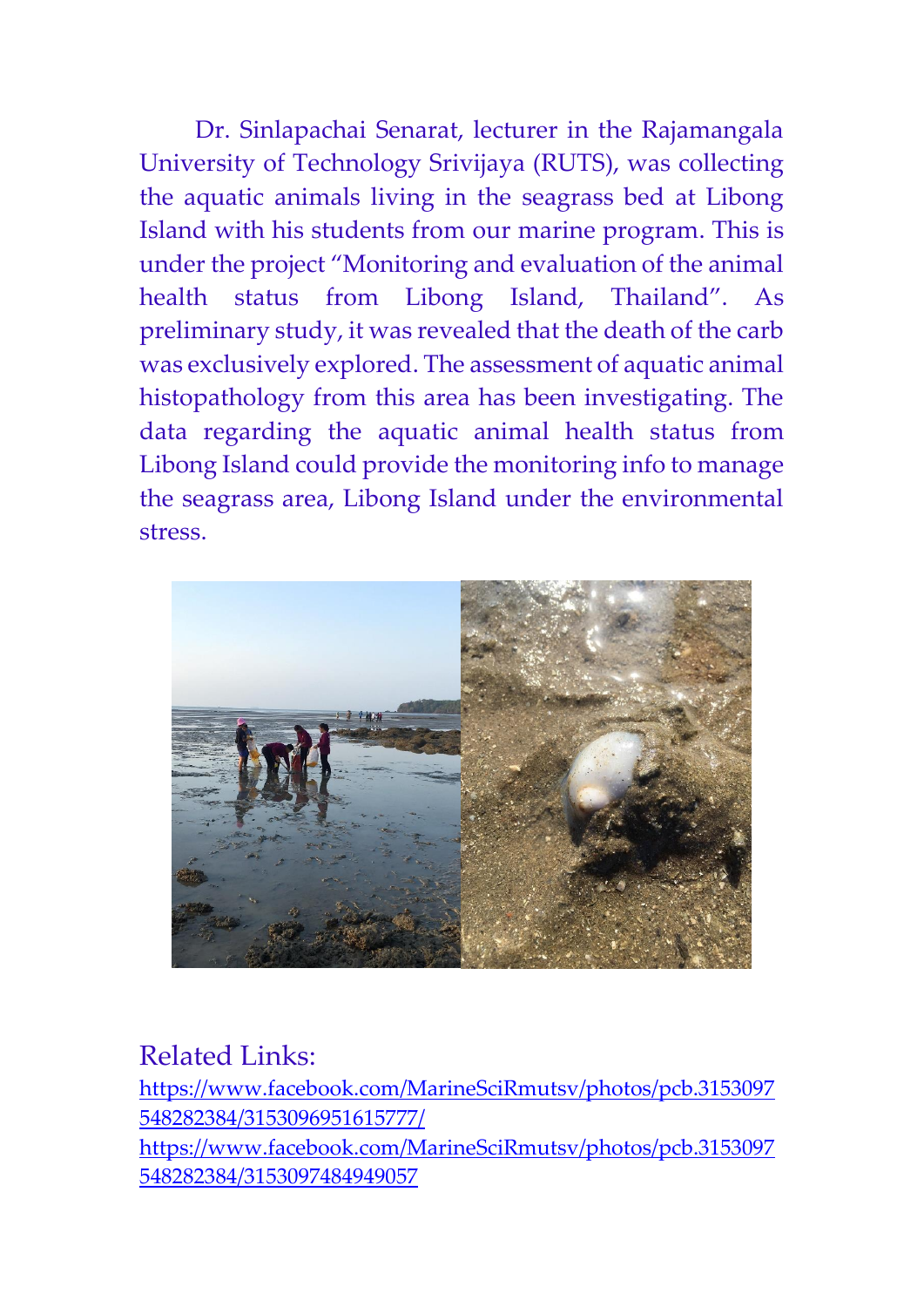Dr. Sinlapachai Senarat, lecturer in the Rajamangala University of Technology Srivijaya (RUTS), was collecting the aquatic animals living in the seagrass bed at Libong Island with his students from our marine program. This is under the project "Monitoring and evaluation of the animal health status from Libong Island, Thailand". As preliminary study, it was revealed that the death of the carb was exclusively explored. The assessment of aquatic animal histopathology from this area has been investigating. The data regarding the aquatic animal health status from Libong Island could provide the monitoring info to manage the seagrass area, Libong Island under the environmental stress.

## Related Links:

https://www.facebook.com/MarineSciRmutsv/photos/pcb.3153097548282384/3153096951615777/

https://www.facebook.com/MarineSciRmutsv/photos/pcb.3153097548282384/3153097484949057